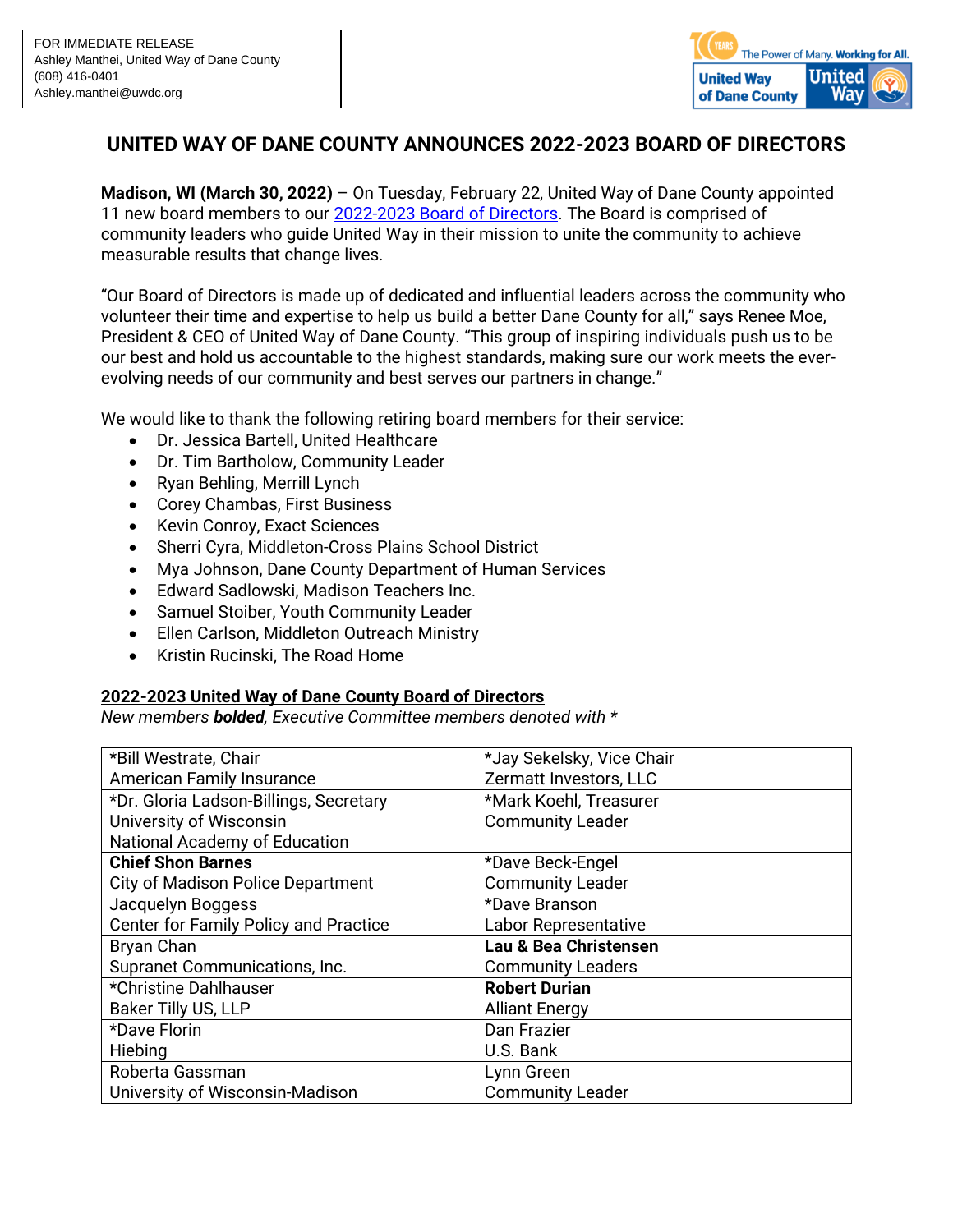FOR IMMEDIATE RELEASE
Ashley Manthei, United Way of Dane County
(608) 416-0401
Ashley.manthei@uwdc.org

# UNITED WAY OF DANE COUNTY ANNOUNCES 2022-2023 BOARD OF DIRECTORS

**Madison, WI (March 30, 2022)** – On Tuesday, February 22, United Way of Dane County appointed 11 new board members to our 2022-2023 Board of Directors. The Board is comprised of community leaders who guide United Way in their mission to unite the community to achieve measurable results that change lives.

"Our Board of Directors is made up of dedicated and influential leaders across the community who volunteer their time and expertise to help us build a better Dane County for all," says Renee Moe, President & CEO of United Way of Dane County. "This group of inspiring individuals push us to be our best and hold us accountable to the highest standards, making sure our work meets the ever-evolving needs of our community and best serves our partners in change."

We would like to thank the following retiring board members for their service:

- Dr. Jessica Bartell, United Healthcare
- Dr. Tim Bartholow, Community Leader
- Ryan Behling, Merrill Lynch
- Corey Chambas, First Business
- Kevin Conroy, Exact Sciences
- Sherri Cyra, Middleton-Cross Plains School District
- Mya Johnson, Dane County Department of Human Services
- Edward Sadlowski, Madison Teachers Inc.
- Samuel Stoiber, Youth Community Leader
- Ellen Carlson, Middleton Outreach Ministry
- Kristin Rucinski, The Road Home

**2022-2023 United Way of Dane County Board of Directors**

*New members **bolded**, Executive Committee members denoted with **

| | |
|---|---|
| *Bill Westrate, Chair<br>American Family Insurance | *Jay Sekelsky, Vice Chair<br>Zermatt Investors, LLC |
| *Dr. Gloria Ladson-Billings, Secretary<br>University of Wisconsin<br>National Academy of Education | *Mark Koehl, Treasurer<br>Community Leader |
| **Chief Shon Barnes**<br>City of Madison Police Department | *Dave Beck-Engel<br>Community Leader |
| Jacquelyn Boggess<br>Center for Family Policy and Practice | *Dave Branson<br>Labor Representative |
| Bryan Chan<br>Supranet Communications, Inc. | **Lau & Bea Christensen**<br>Community Leaders |
| *Christine Dahlhauser<br>Baker Tilly US, LLP | **Robert Durian**<br>Alliant Energy |
| *Dave Florin<br>Hiebing | Dan Frazier<br>U.S. Bank |
| Roberta Gassman<br>University of Wisconsin-Madison | Lynn Green<br>Community Leader |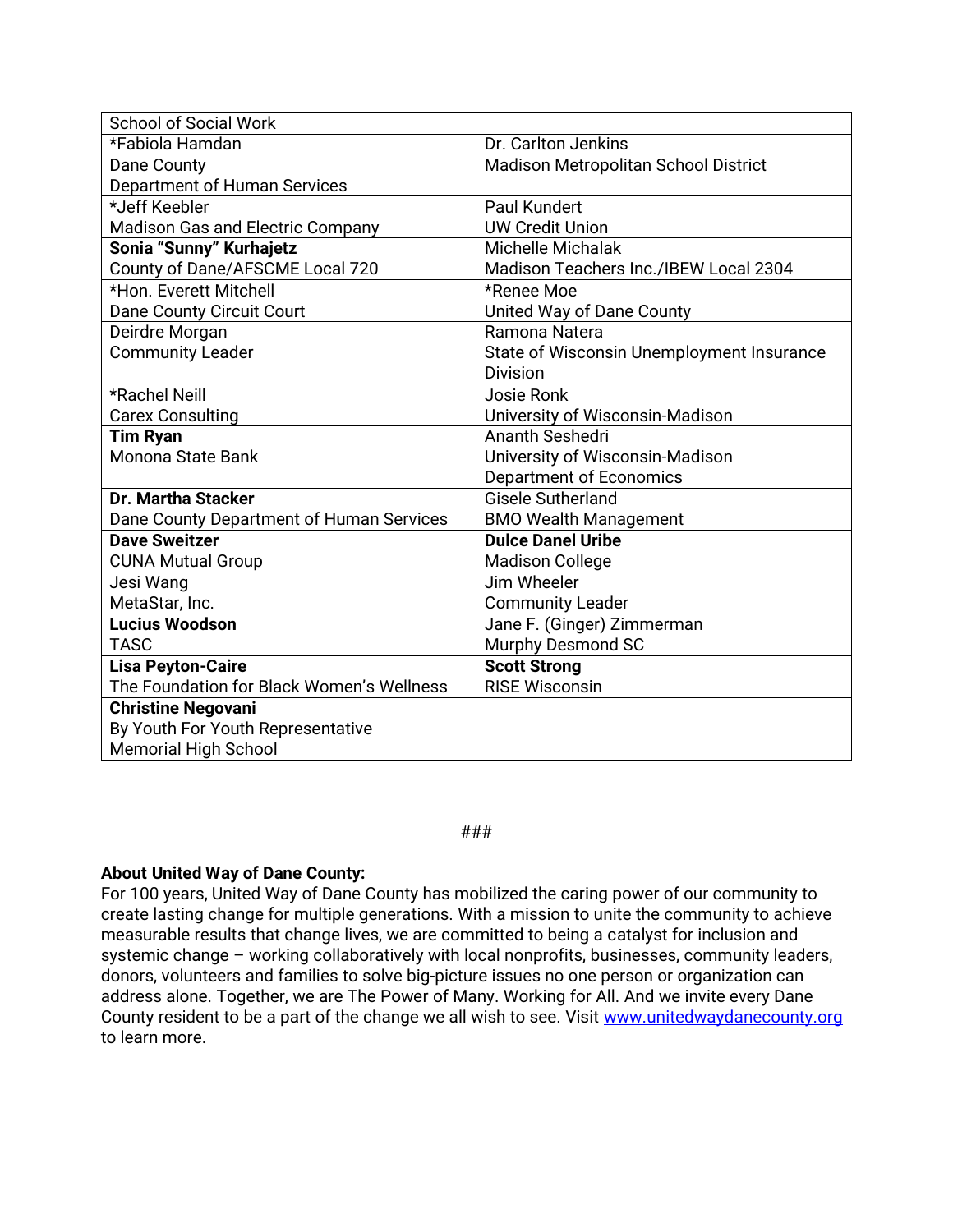| | |
|---|---|
| School of Social Work | |
| *Fabiola Hamdan<br>Dane County<br>Department of Human Services | Dr. Carlton Jenkins<br>Madison Metropolitan School District |
| *Jeff Keebler<br>Madison Gas and Electric Company | Paul Kundert<br>UW Credit Union |
| **Sonia "Sunny" Kurhajetz**<br>County of Dane/AFSCME Local 720 | Michelle Michalak<br>Madison Teachers Inc./IBEW Local 2304 |
| *Hon. Everett Mitchell<br>Dane County Circuit Court | *Renee Moe<br>United Way of Dane County |
| Deirdre Morgan<br>Community Leader | Ramona Natera<br>State of Wisconsin Unemployment Insurance Division |
| *Rachel Neill<br>Carex Consulting | Josie Ronk<br>University of Wisconsin-Madison |
| **Tim Ryan**<br>Monona State Bank | Ananth Seshedri<br>University of Wisconsin-Madison<br>Department of Economics |
| **Dr. Martha Stacker**<br>Dane County Department of Human Services | Gisele Sutherland<br>BMO Wealth Management |
| **Dave Sweitzer**<br>CUNA Mutual Group | **Dulce Danel Uribe**<br>Madison College |
| Jesi Wang<br>MetaStar, Inc. | Jim Wheeler<br>Community Leader |
| **Lucius Woodson**<br>TASC | Jane F. (Ginger) Zimmerman<br>Murphy Desmond SC |
| **Lisa Peyton-Caire**<br>The Foundation for Black Women's Wellness | **Scott Strong**<br>RISE Wisconsin |
| **Christine Negovani**<br>By Youth For Youth Representative<br>Memorial High School | |

###

**About United Way of Dane County:**
For 100 years, United Way of Dane County has mobilized the caring power of our community to create lasting change for multiple generations. With a mission to unite the community to achieve measurable results that change lives, we are committed to being a catalyst for inclusion and systemic change – working collaboratively with local nonprofits, businesses, community leaders, donors, volunteers and families to solve big-picture issues no one person or organization can address alone. Together, we are The Power of Many. Working for All. And we invite every Dane County resident to be a part of the change we all wish to see. Visit [www.unitedwaydanecounty.org](http://www.unitedwaydanecounty.org) to learn more.